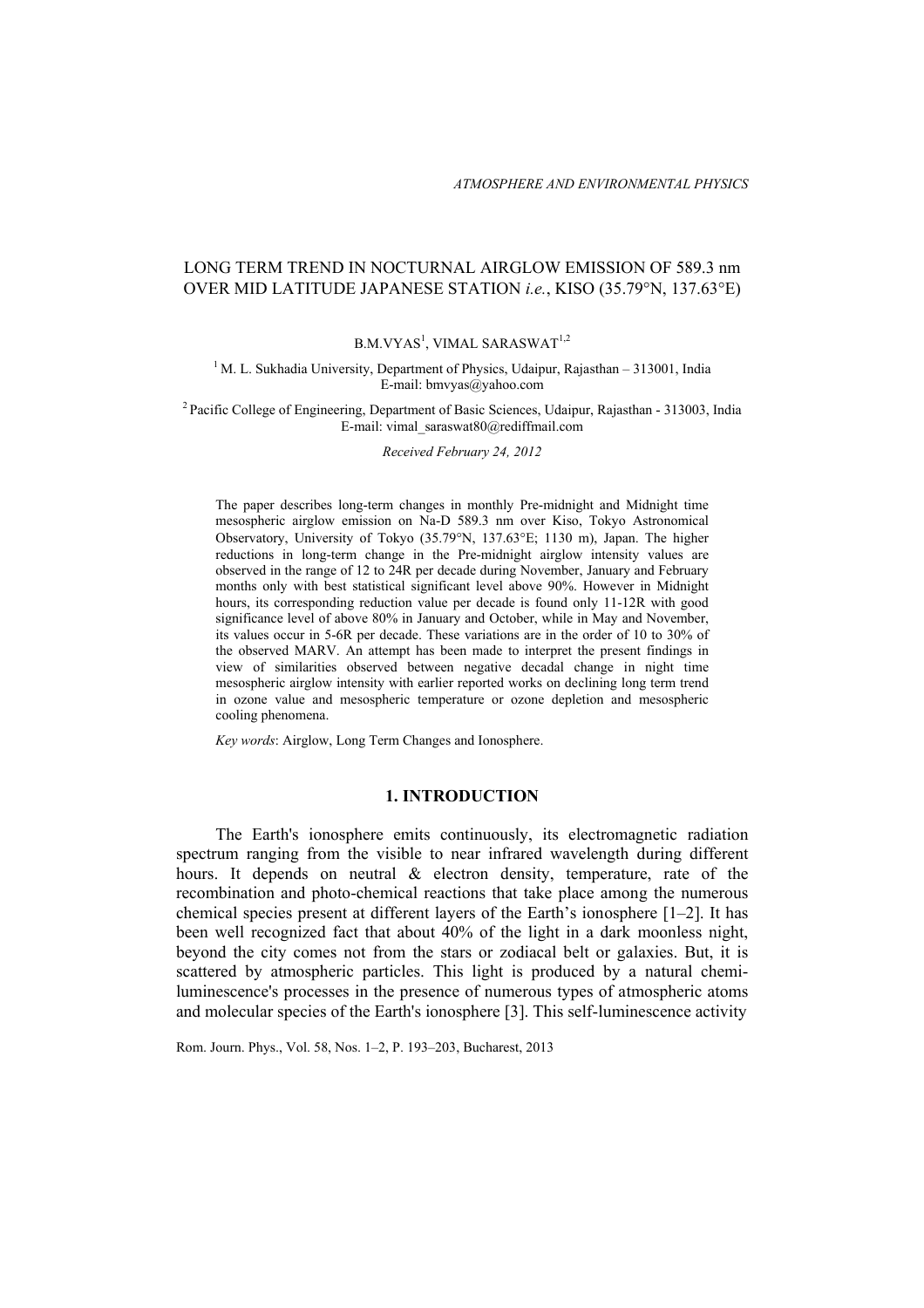# LONG TERM TREND IN NOCTURNAL AIRGLOW EMISSION OF 589.3 nm OVER MID LATITUDE JAPANESE STATION *i.e.*, KISO (35.79°N, 137.63°E)

B.M.VYAS[1], VIMAL SARASWAT[1,2]

[1] M. L. Sukhadia University, Department of Physics, Udaipur, Rajasthan – 313001, India
E-mail: bmvyas@yahoo.com

[2] Pacific College of Engineering, Department of Basic Sciences, Udaipur, Rajasthan - 313003, India
E-mail: vimal_saraswat80@rediffmail.com

*Received February 24, 2012*

The paper describes long-term changes in monthly Pre-midnight and Midnight time mesospheric airglow emission on Na-D 589.3 nm over Kiso, Tokyo Astronomical Observatory, University of Tokyo (35.79°N, 137.63°E; 1130 m), Japan. The higher reductions in long-term change in the Pre-midnight airglow intensity values are observed in the range of 12 to 24R per decade during November, January and February months only with best statistical significant level above 90%. However in Midnight hours, its corresponding reduction value per decade is found only 11-12R with good significance level of above 80% in January and October, while in May and November, its values occur in 5-6R per decade. These variations are in the order of 10 to 30% of the observed MARV. An attempt has been made to interpret the present findings in view of similarities observed between negative decadal change in night time mesospheric airglow intensity with earlier reported works on declining long term trend in ozone value and mesospheric temperature or ozone depletion and mesospheric cooling phenomena.

*Key words*: Airglow, Long Term Changes and Ionosphere.

## 1. INTRODUCTION

The Earth's ionosphere emits continuously, its electromagnetic radiation spectrum ranging from the visible to near infrared wavelength during different hours. It depends on neutral & electron density, temperature, rate of the recombination and photo-chemical reactions that take place among the numerous chemical species present at different layers of the Earth's ionosphere [1–2]. It has been well recognized fact that about 40% of the light in a dark moonless night, beyond the city comes not from the stars or zodiacal belt or galaxies. But, it is scattered by atmospheric particles. This light is produced by a natural chemi-luminescence's processes in the presence of numerous types of atmospheric atoms and molecular species of the Earth's ionosphere [3]. This self-luminescence activity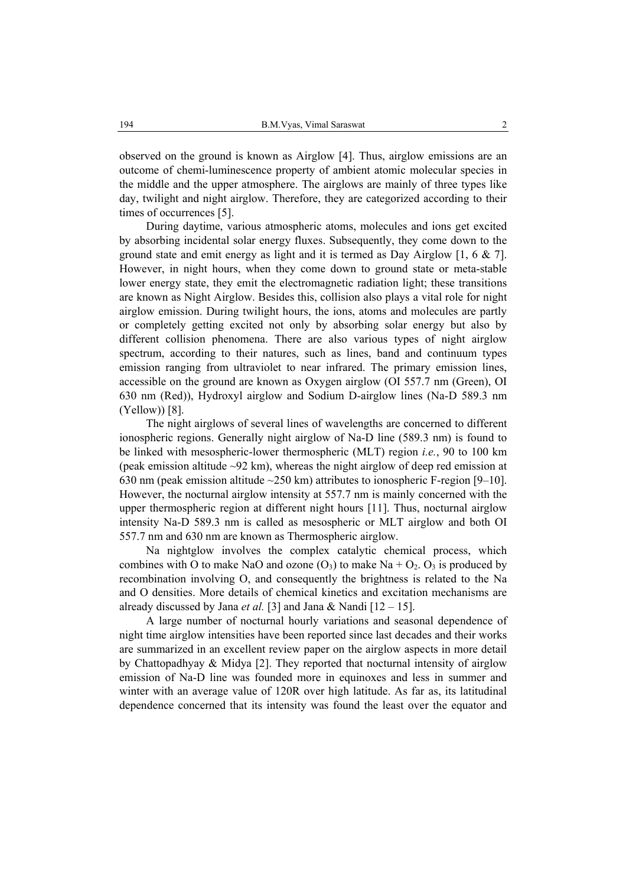observed on the ground is known as Airglow [4]. Thus, airglow emissions are an outcome of chemi-luminescence property of ambient atomic molecular species in the middle and the upper atmosphere. The airglows are mainly of three types like day, twilight and night airglow. Therefore, they are categorized according to their times of occurrences [5].

During daytime, various atmospheric atoms, molecules and ions get excited by absorbing incidental solar energy fluxes. Subsequently, they come down to the ground state and emit energy as light and it is termed as Day Airglow [1, 6 & 7]. However, in night hours, when they come down to ground state or meta-stable lower energy state, they emit the electromagnetic radiation light; these transitions are known as Night Airglow. Besides this, collision also plays a vital role for night airglow emission. During twilight hours, the ions, atoms and molecules are partly or completely getting excited not only by absorbing solar energy but also by different collision phenomena. There are also various types of night airglow spectrum, according to their natures, such as lines, band and continuum types emission ranging from ultraviolet to near infrared. The primary emission lines, accessible on the ground are known as Oxygen airglow (OI 557.7 nm (Green), OI 630 nm (Red)), Hydroxyl airglow and Sodium D-airglow lines (Na-D 589.3 nm (Yellow)) [8].

The night airglows of several lines of wavelengths are concerned to different ionospheric regions. Generally night airglow of Na-D line (589.3 nm) is found to be linked with mesospheric-lower thermospheric (MLT) region *i.e.*, 90 to 100 km (peak emission altitude ~92 km), whereas the night airglow of deep red emission at 630 nm (peak emission altitude ~250 km) attributes to ionospheric F-region [9–10]. However, the nocturnal airglow intensity at 557.7 nm is mainly concerned with the upper thermospheric region at different night hours [11]. Thus, nocturnal airglow intensity Na-D 589.3 nm is called as mesospheric or MLT airglow and both OI 557.7 nm and 630 nm are known as Thermospheric airglow.

Na nightglow involves the complex catalytic chemical process, which combines with O to make NaO and ozone ($O_3$) to make Na + $O_2$. $O_3$ is produced by recombination involving O, and consequently the brightness is related to the Na and O densities. More details of chemical kinetics and excitation mechanisms are already discussed by Jana *et al.* [3] and Jana & Nandi [12 – 15].

A large number of nocturnal hourly variations and seasonal dependence of night time airglow intensities have been reported since last decades and their works are summarized in an excellent review paper on the airglow aspects in more detail by Chattopadhyay & Midya [2]. They reported that nocturnal intensity of airglow emission of Na-D line was founded more in equinoxes and less in summer and winter with an average value of 120R over high latitude. As far as, its latitudinal dependence concerned that its intensity was found the least over the equator and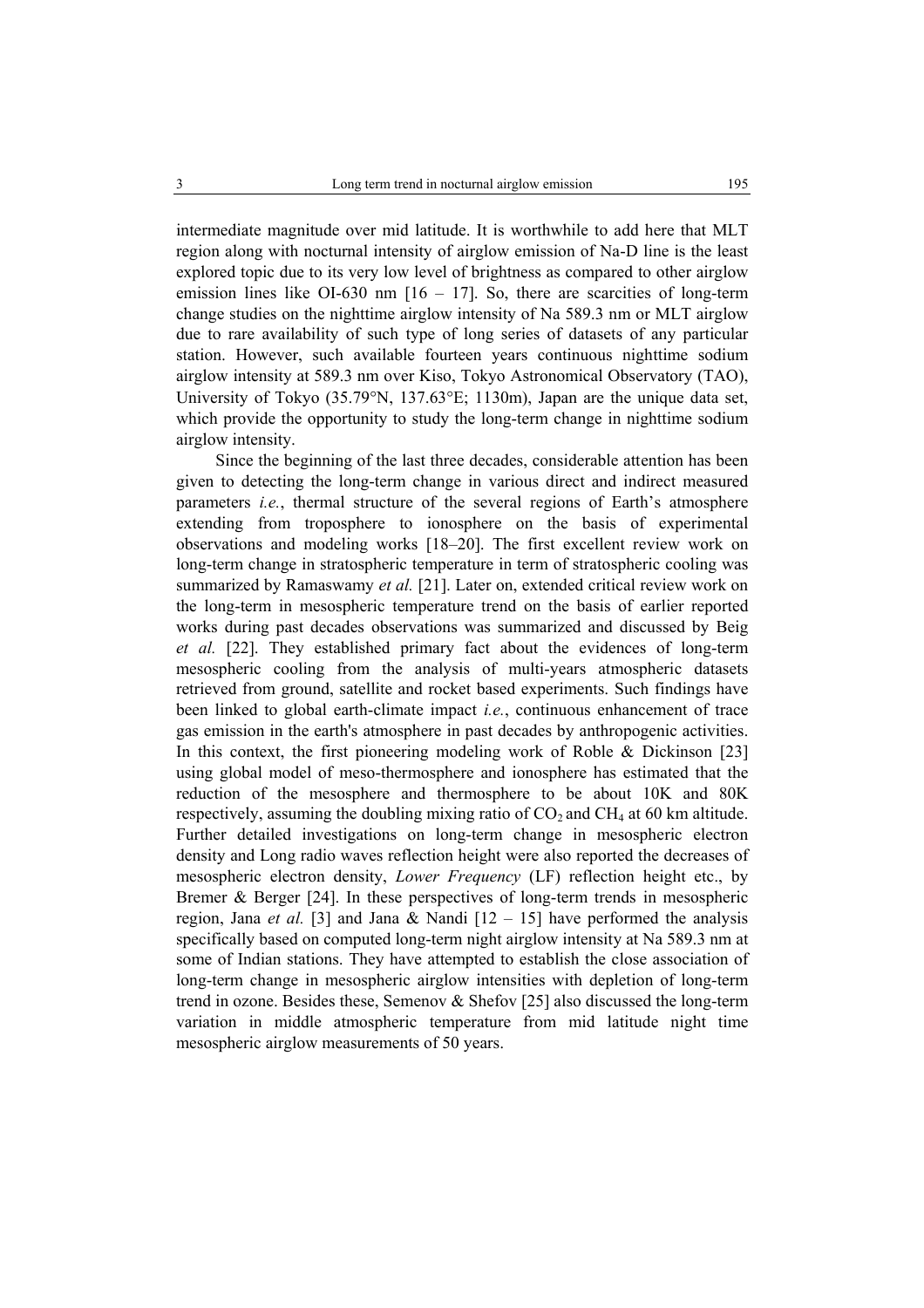intermediate magnitude over mid latitude. It is worthwhile to add here that MLT region along with nocturnal intensity of airglow emission of Na-D line is the least explored topic due to its very low level of brightness as compared to other airglow emission lines like OI-630 nm [16 – 17]. So, there are scarcities of long-term change studies on the nighttime airglow intensity of Na 589.3 nm or MLT airglow due to rare availability of such type of long series of datasets of any particular station. However, such available fourteen years continuous nighttime sodium airglow intensity at 589.3 nm over Kiso, Tokyo Astronomical Observatory (TAO), University of Tokyo (35.79°N, 137.63°E; 1130m), Japan are the unique data set, which provide the opportunity to study the long-term change in nighttime sodium airglow intensity.

Since the beginning of the last three decades, considerable attention has been given to detecting the long-term change in various direct and indirect measured parameters *i.e.*, thermal structure of the several regions of Earth's atmosphere extending from troposphere to ionosphere on the basis of experimental observations and modeling works [18–20]. The first excellent review work on long-term change in stratospheric temperature in term of stratospheric cooling was summarized by Ramaswamy *et al.* [21]. Later on, extended critical review work on the long-term in mesospheric temperature trend on the basis of earlier reported works during past decades observations was summarized and discussed by Beig *et al.* [22]. They established primary fact about the evidences of long-term mesospheric cooling from the analysis of multi-years atmospheric datasets retrieved from ground, satellite and rocket based experiments. Such findings have been linked to global earth-climate impact *i.e.*, continuous enhancement of trace gas emission in the earth's atmosphere in past decades by anthropogenic activities. In this context, the first pioneering modeling work of Roble & Dickinson [23] using global model of meso-thermosphere and ionosphere has estimated that the reduction of the mesosphere and thermosphere to be about 10K and 80K respectively, assuming the doubling mixing ratio of $CO_2$ and $CH_4$ at 60 km altitude. Further detailed investigations on long-term change in mesospheric electron density and Long radio waves reflection height were also reported the decreases of mesospheric electron density, *Lower Frequency* (LF) reflection height etc., by Bremer & Berger [24]. In these perspectives of long-term trends in mesospheric region, Jana *et al.* [3] and Jana & Nandi [12 – 15] have performed the analysis specifically based on computed long-term night airglow intensity at Na 589.3 nm at some of Indian stations. They have attempted to establish the close association of long-term change in mesospheric airglow intensities with depletion of long-term trend in ozone. Besides these, Semenov & Shefov [25] also discussed the long-term variation in middle atmospheric temperature from mid latitude night time mesospheric airglow measurements of 50 years.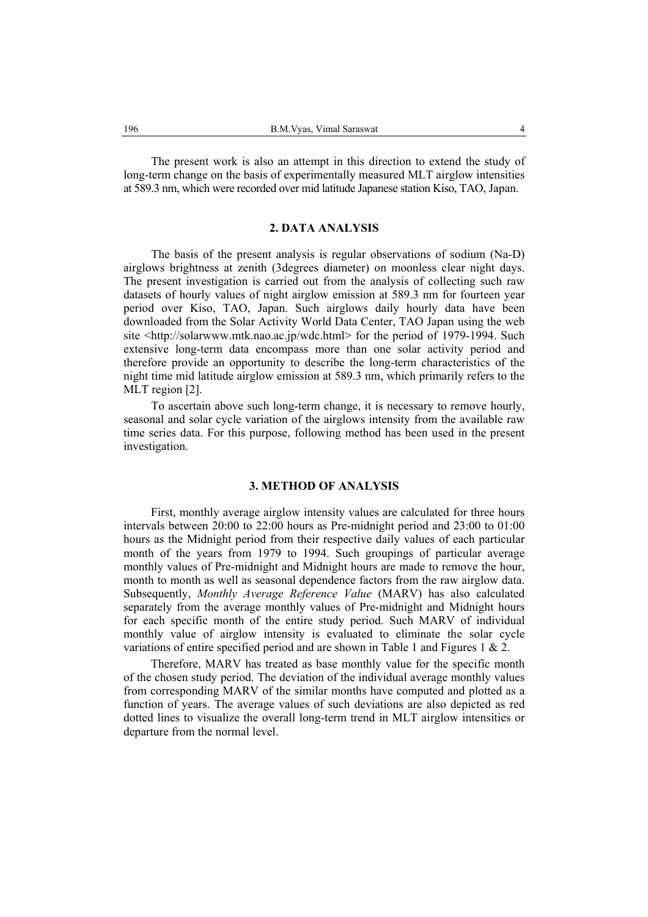The present work is also an attempt in this direction to extend the study of long-term change on the basis of experimentally measured MLT airglow intensities at 589.3 nm, which were recorded over mid latitude Japanese station Kiso, TAO, Japan.

## 2. DATA ANALYSIS

The basis of the present analysis is regular observations of sodium (Na-D) airglows brightness at zenith (3degrees diameter) on moonless clear night days. The present investigation is carried out from the analysis of collecting such raw datasets of hourly values of night airglow emission at 589.3 nm for fourteen year period over Kiso, TAO, Japan. Such airglows daily hourly data have been downloaded from the Solar Activity World Data Center, TAO Japan using the web site <http://solarwww.mtk.nao.ac.jp/wdc.html> for the period of 1979-1994. Such extensive long-term data encompass more than one solar activity period and therefore provide an opportunity to describe the long-term characteristics of the night time mid latitude airglow emission at 589.3 nm, which primarily refers to the MLT region [2].

To ascertain above such long-term change, it is necessary to remove hourly, seasonal and solar cycle variation of the airglows intensity from the available raw time series data. For this purpose, following method has been used in the present investigation.

## 3. METHOD OF ANALYSIS

First, monthly average airglow intensity values are calculated for three hours intervals between 20:00 to 22:00 hours as Pre-midnight period and 23:00 to 01:00 hours as the Midnight period from their respective daily values of each particular month of the years from 1979 to 1994. Such groupings of particular average monthly values of Pre-midnight and Midnight hours are made to remove the hour, month to month as well as seasonal dependence factors from the raw airglow data. Subsequently, *Monthly Average Reference Value* (MARV) has also calculated separately from the average monthly values of Pre-midnight and Midnight hours for each specific month of the entire study period. Such MARV of individual monthly value of airglow intensity is evaluated to eliminate the solar cycle variations of entire specified period and are shown in Table 1 and Figures 1 & 2.

Therefore, MARV has treated as base monthly value for the specific month of the chosen study period. The deviation of the individual average monthly values from corresponding MARV of the similar months have computed and plotted as a function of years. The average values of such deviations are also depicted as red dotted lines to visualize the overall long-term trend in MLT airglow intensities or departure from the normal level.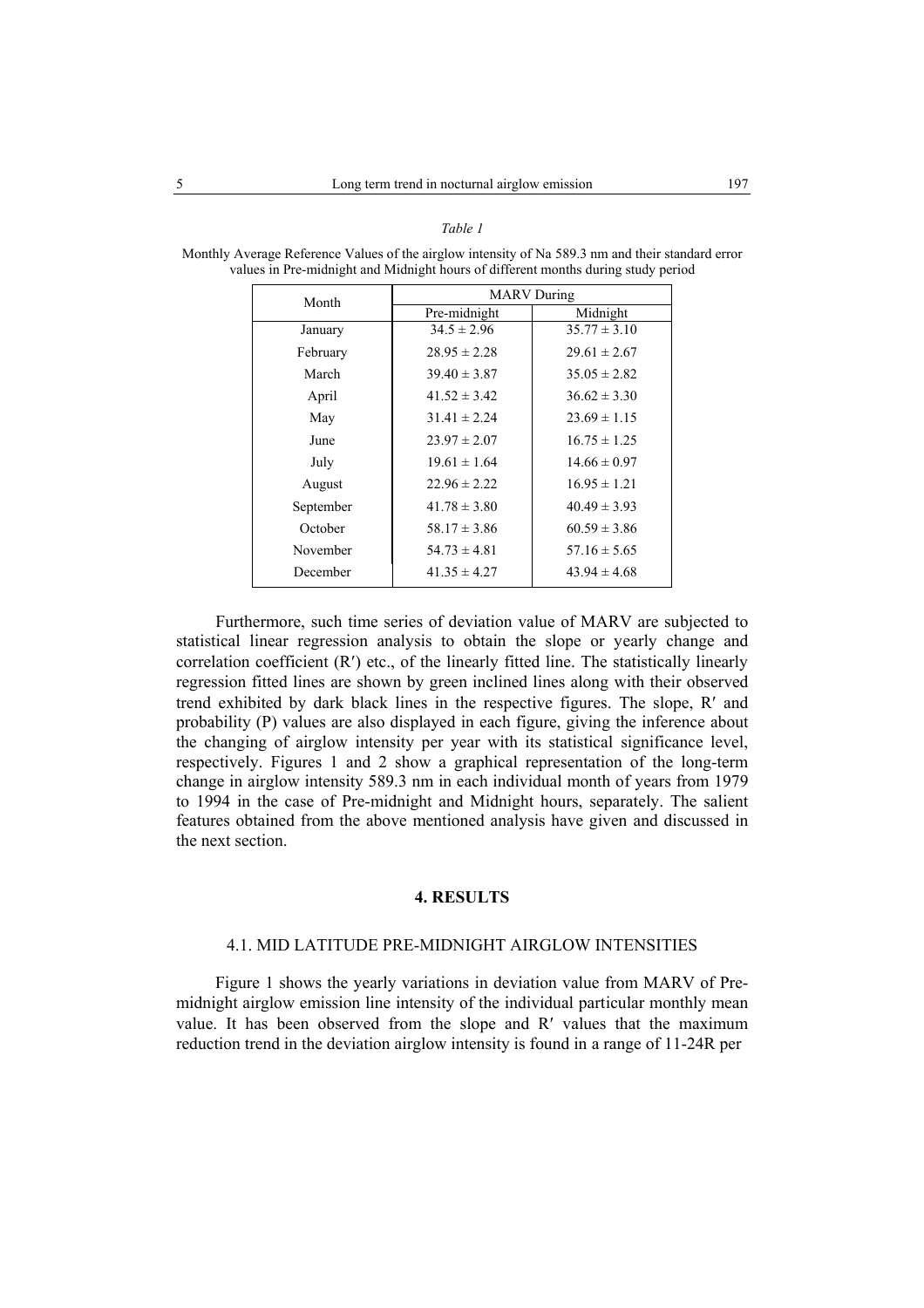*Table 1*

Monthly Average Reference Values of the airglow intensity of Na 589.3 nm and their standard error values in Pre-midnight and Midnight hours of different months during study period

| Month | MARV During | |
|---|---|---|
| | Pre-midnight | Midnight |
| January | 34.5 ± 2.96 | 35.77 ± 3.10 |
| February | 28.95 ± 2.28 | 29.61 ± 2.67 |
| March | 39.40 ± 3.87 | 35.05 ± 2.82 |
| April | 41.52 ± 3.42 | 36.62 ± 3.30 |
| May | 31.41 ± 2.24 | 23.69 ± 1.15 |
| June | 23.97 ± 2.07 | 16.75 ± 1.25 |
| July | 19.61 ± 1.64 | 14.66 ± 0.97 |
| August | 22.96 ± 2.22 | 16.95 ± 1.21 |
| September | 41.78 ± 3.80 | 40.49 ± 3.93 |
| October | 58.17 ± 3.86 | 60.59 ± 3.86 |
| November | 54.73 ± 4.81 | 57.16 ± 5.65 |
| December | 41.35 ± 4.27 | 43.94 ± 4.68 |

Furthermore, such time series of deviation value of MARV are subjected to statistical linear regression analysis to obtain the slope or yearly change and correlation coefficient (R′) etc., of the linearly fitted line. The statistically linearly regression fitted lines are shown by green inclined lines along with their observed trend exhibited by dark black lines in the respective figures. The slope, R′ and probability (P) values are also displayed in each figure, giving the inference about the changing of airglow intensity per year with its statistical significance level, respectively. Figures 1 and 2 show a graphical representation of the long-term change in airglow intensity 589.3 nm in each individual month of years from 1979 to 1994 in the case of Pre-midnight and Midnight hours, separately. The salient features obtained from the above mentioned analysis have given and discussed in the next section.

## 4. RESULTS

### 4.1. MID LATITUDE PRE-MIDNIGHT AIRGLOW INTENSITIES

Figure 1 shows the yearly variations in deviation value from MARV of Pre-midnight airglow emission line intensity of the individual particular monthly mean value. It has been observed from the slope and R′ values that the maximum reduction trend in the deviation airglow intensity is found in a range of 11-24R per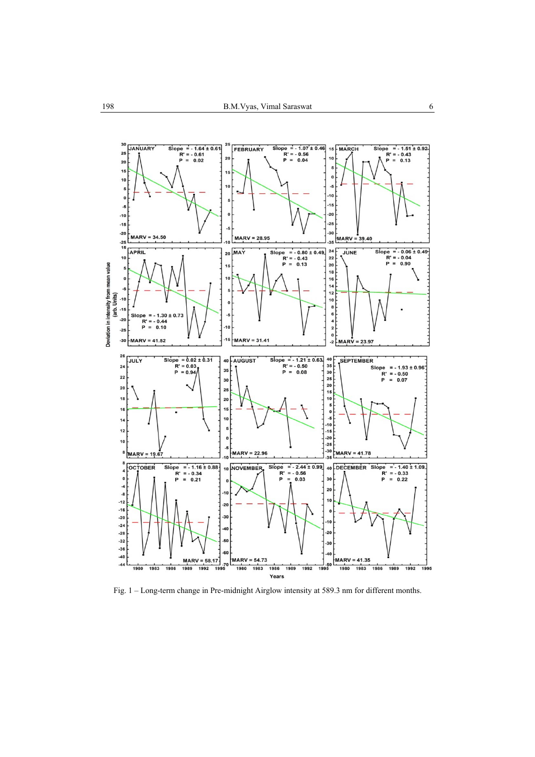Fig. 1 – Long-term change in Pre-midnight Airglow intensity at 589.3 nm for different months.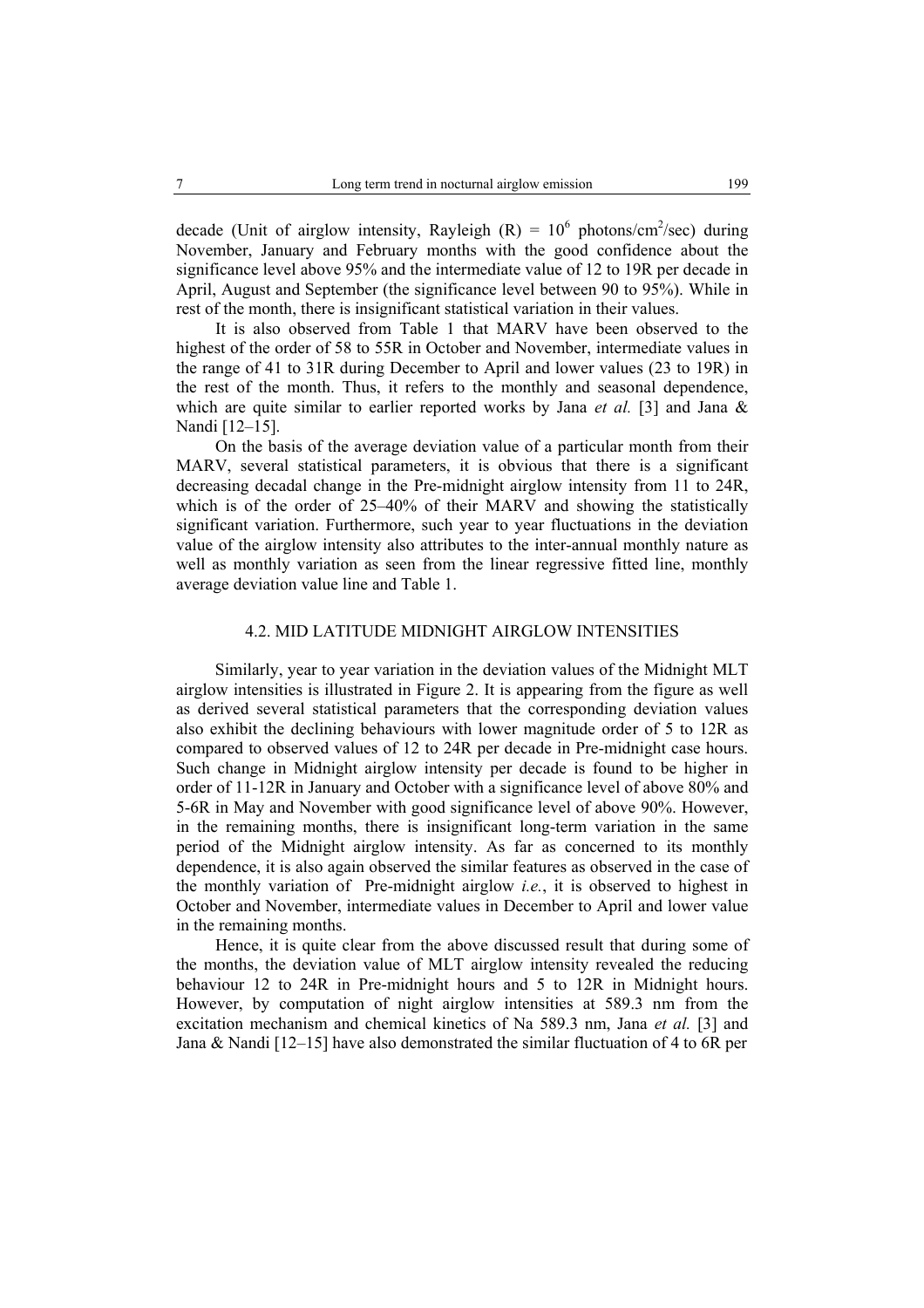decade (Unit of airglow intensity, Rayleigh (R) = $10^6$ photons/cm$^2$/sec) during November, January and February months with the good confidence about the significance level above 95% and the intermediate value of 12 to 19R per decade in April, August and September (the significance level between 90 to 95%). While in rest of the month, there is insignificant statistical variation in their values.

It is also observed from Table 1 that MARV have been observed to the highest of the order of 58 to 55R in October and November, intermediate values in the range of 41 to 31R during December to April and lower values (23 to 19R) in the rest of the month. Thus, it refers to the monthly and seasonal dependence, which are quite similar to earlier reported works by Jana *et al.* [3] and Jana & Nandi [12–15].

On the basis of the average deviation value of a particular month from their MARV, several statistical parameters, it is obvious that there is a significant decreasing decadal change in the Pre-midnight airglow intensity from 11 to 24R, which is of the order of 25–40% of their MARV and showing the statistically significant variation. Furthermore, such year to year fluctuations in the deviation value of the airglow intensity also attributes to the inter-annual monthly nature as well as monthly variation as seen from the linear regressive fitted line, monthly average deviation value line and Table 1.

### 4.2. MID LATITUDE MIDNIGHT AIRGLOW INTENSITIES

Similarly, year to year variation in the deviation values of the Midnight MLT airglow intensities is illustrated in Figure 2. It is appearing from the figure as well as derived several statistical parameters that the corresponding deviation values also exhibit the declining behaviours with lower magnitude order of 5 to 12R as compared to observed values of 12 to 24R per decade in Pre-midnight case hours. Such change in Midnight airglow intensity per decade is found to be higher in order of 11-12R in January and October with a significance level of above 80% and 5-6R in May and November with good significance level of above 90%. However, in the remaining months, there is insignificant long-term variation in the same period of the Midnight airglow intensity. As far as concerned to its monthly dependence, it is also again observed the similar features as observed in the case of the monthly variation of Pre-midnight airglow *i.e.*, it is observed to highest in October and November, intermediate values in December to April and lower value in the remaining months.

Hence, it is quite clear from the above discussed result that during some of the months, the deviation value of MLT airglow intensity revealed the reducing behaviour 12 to 24R in Pre-midnight hours and 5 to 12R in Midnight hours. However, by computation of night airglow intensities at 589.3 nm from the excitation mechanism and chemical kinetics of Na 589.3 nm, Jana *et al.* [3] and Jana & Nandi [12–15] have also demonstrated the similar fluctuation of 4 to 6R per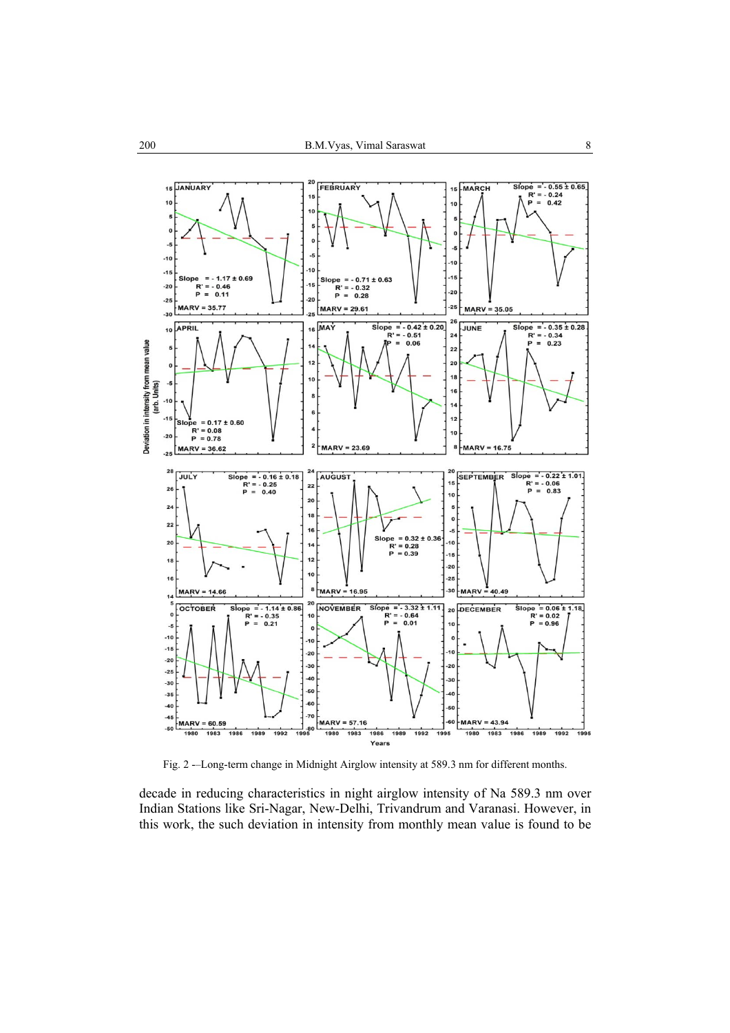Fig. 2 -–Long-term change in Midnight Airglow intensity at 589.3 nm for different months.

decade in reducing characteristics in night airglow intensity of Na 589.3 nm over Indian Stations like Sri-Nagar, New-Delhi, Trivandrum and Varanasi. However, in this work, the such deviation in intensity from monthly mean value is found to be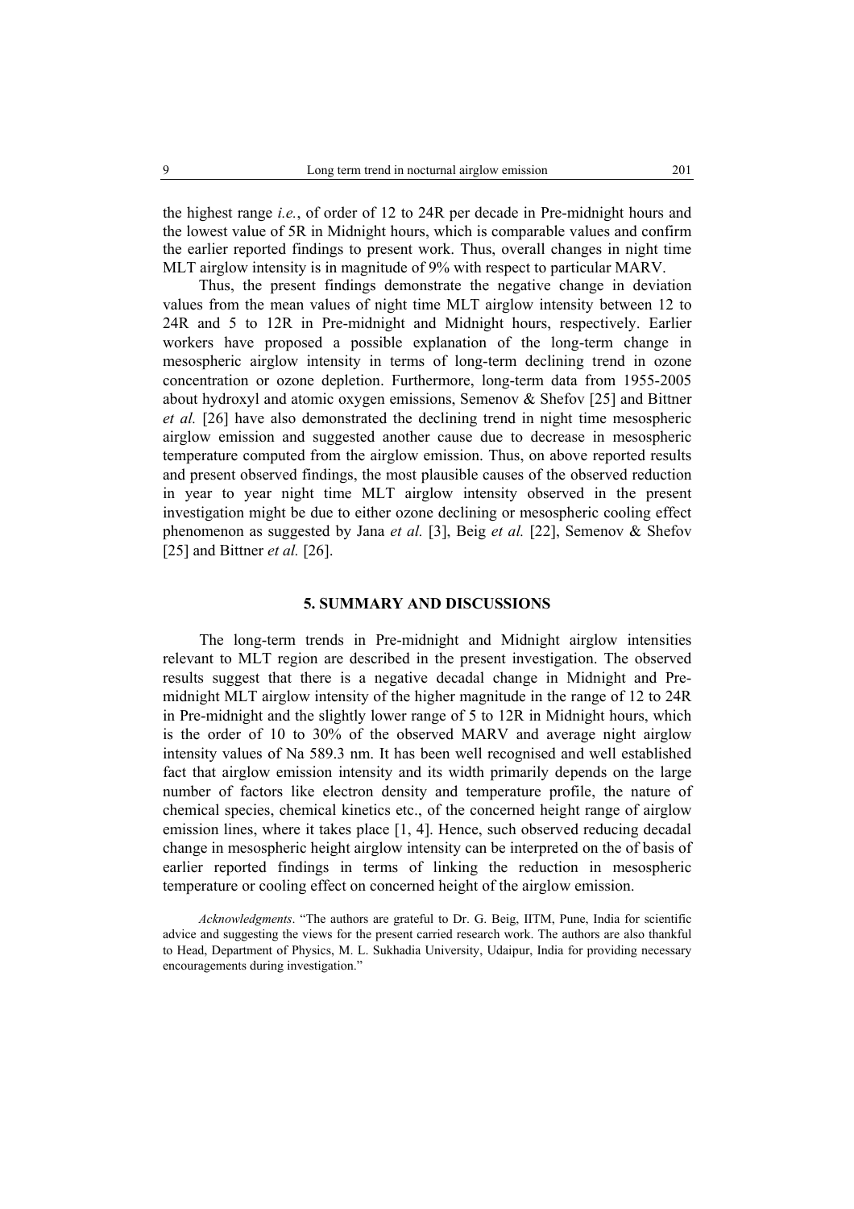the highest range *i.e.*, of order of 12 to 24R per decade in Pre-midnight hours and the lowest value of 5R in Midnight hours, which is comparable values and confirm the earlier reported findings to present work. Thus, overall changes in night time MLT airglow intensity is in magnitude of 9% with respect to particular MARV.

Thus, the present findings demonstrate the negative change in deviation values from the mean values of night time MLT airglow intensity between 12 to 24R and 5 to 12R in Pre-midnight and Midnight hours, respectively. Earlier workers have proposed a possible explanation of the long-term change in mesospheric airglow intensity in terms of long-term declining trend in ozone concentration or ozone depletion. Furthermore, long-term data from 1955-2005 about hydroxyl and atomic oxygen emissions, Semenov & Shefov [25] and Bittner *et al.* [26] have also demonstrated the declining trend in night time mesospheric airglow emission and suggested another cause due to decrease in mesospheric temperature computed from the airglow emission. Thus, on above reported results and present observed findings, the most plausible causes of the observed reduction in year to year night time MLT airglow intensity observed in the present investigation might be due to either ozone declining or mesospheric cooling effect phenomenon as suggested by Jana *et al.* [3], Beig *et al.* [22], Semenov & Shefov [25] and Bittner *et al.* [26].

## 5. SUMMARY AND DISCUSSIONS

The long-term trends in Pre-midnight and Midnight airglow intensities relevant to MLT region are described in the present investigation. The observed results suggest that there is a negative decadal change in Midnight and Pre-midnight MLT airglow intensity of the higher magnitude in the range of 12 to 24R in Pre-midnight and the slightly lower range of 5 to 12R in Midnight hours, which is the order of 10 to 30% of the observed MARV and average night airglow intensity values of Na 589.3 nm. It has been well recognised and well established fact that airglow emission intensity and its width primarily depends on the large number of factors like electron density and temperature profile, the nature of chemical species, chemical kinetics etc., of the concerned height range of airglow emission lines, where it takes place [1, 4]. Hence, such observed reducing decadal change in mesospheric height airglow intensity can be interpreted on the of basis of earlier reported findings in terms of linking the reduction in mesospheric temperature or cooling effect on concerned height of the airglow emission.

*Acknowledgments*. "The authors are grateful to Dr. G. Beig, IITM, Pune, India for scientific advice and suggesting the views for the present carried research work. The authors are also thankful to Head, Department of Physics, M. L. Sukhadia University, Udaipur, India for providing necessary encouragements during investigation."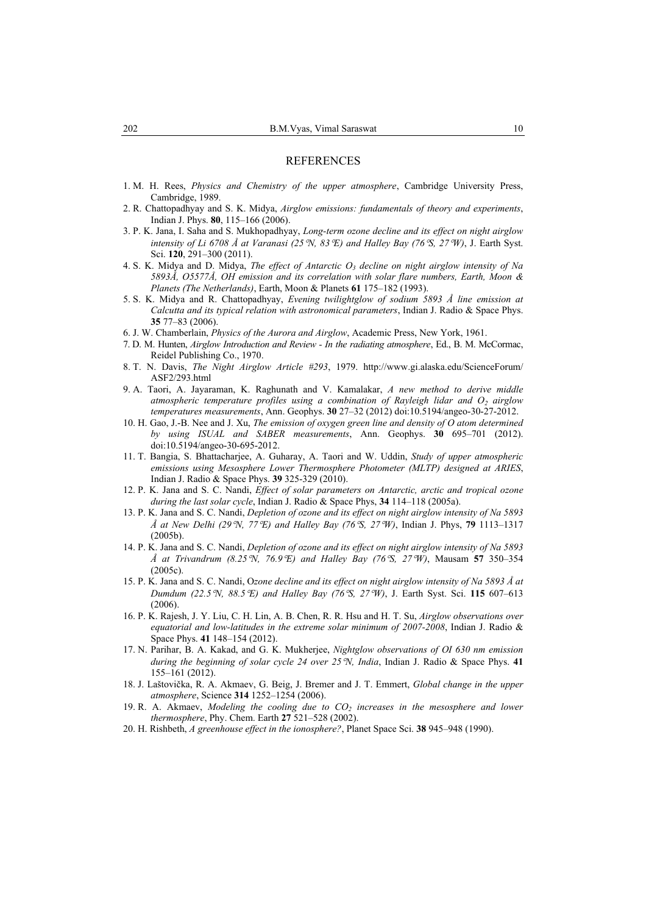## REFERENCES

1. M. H. Rees, *Physics and Chemistry of the upper atmosphere*, Cambridge University Press, Cambridge, 1989.
2. R. Chattopadhyay and S. K. Midya, *Airglow emissions: fundamentals of theory and experiments*, Indian J. Phys. **80**, 115–166 (2006).
3. P. K. Jana, I. Saha and S. Mukhopadhyay, *Long-term ozone decline and its effect on night airglow intensity of Li 6708 Å at Varanasi (25°N, 83°E) and Halley Bay (76°S, 27°W)*, J. Earth Syst. Sci. **120**, 291–300 (2011).
4. S. K. Midya and D. Midya, *The effect of Antarctic $O_3$ decline on night airglow intensity of Na 5893Å, O5577Å, OH emission and its correlation with solar flare numbers, Earth, Moon & Planets (The Netherlands)*, Earth, Moon & Planets **61** 175–182 (1993).
5. S. K. Midya and R. Chattopadhyay, *Evening twilightglow of sodium 5893 Å line emission at Calcutta and its typical relation with astronomical parameters*, Indian J. Radio & Space Phys. **35** 77–83 (2006).
6. J. W. Chamberlain, *Physics of the Aurora and Airglow*, Academic Press, New York, 1961.
7. D. M. Hunten, *Airglow Introduction and Review - In the radiating atmosphere*, Ed., B. M. McCormac, Reidel Publishing Co., 1970.
8. T. N. Davis, *The Night Airglow Article #293*, 1979. http://www.gi.alaska.edu/ScienceForum/ASF2/293.html
9. A. Taori, A. Jayaraman, K. Raghunath and V. Kamalakar, *A new method to derive middle atmospheric temperature profiles using a combination of Rayleigh lidar and $O_2$ airglow temperatures measurements*, Ann. Geophys. **30** 27–32 (2012) doi:10.5194/angeo-30-27-2012.
10. H. Gao, J.-B. Nee and J. Xu, *The emission of oxygen green line and density of O atom determined by using ISUAL and SABER measurements*, Ann. Geophys. **30** 695–701 (2012). doi:10.5194/angeo-30-695-2012.
11. T. Bangia, S. Bhattacharjee, A. Guharay, A. Taori and W. Uddin, *Study of upper atmospheric emissions using Mesosphere Lower Thermosphere Photometer (MLTP) designed at ARIES*, Indian J. Radio & Space Phys. **39** 325-329 (2010).
12. P. K. Jana and S. C. Nandi, *Effect of solar parameters on Antarctic, arctic and tropical ozone during the last solar cycle*, Indian J. Radio & Space Phys, **34** 114–118 (2005a).
13. P. K. Jana and S. C. Nandi, *Depletion of ozone and its effect on night airglow intensity of Na 5893 Å at New Delhi (29°N, 77°E) and Halley Bay (76°S, 27°W)*, Indian J. Phys, **79** 1113–1317 (2005b).
14. P. K. Jana and S. C. Nandi, *Depletion of ozone and its effect on night airglow intensity of Na 5893 Å at Trivandrum (8.25°N, 76.9°E) and Halley Bay (76°S, 27°W)*, Mausam **57** 350–354 (2005c).
15. P. K. Jana and S. C. Nandi, O*zone decline and its effect on night airglow intensity of Na 5893 Å at Dumdum (22.5°N, 88.5°E) and Halley Bay (76°S, 27°W)*, J. Earth Syst. Sci. **115** 607–613 (2006).
16. P. K. Rajesh, J. Y. Liu, C. H. Lin, A. B. Chen, R. R. Hsu and H. T. Su, *Airglow observations over equatorial and low-latitudes in the extreme solar minimum of 2007-2008*, Indian J. Radio & Space Phys. **41** 148–154 (2012).
17. N. Parihar, B. A. Kakad, and G. K. Mukherjee, *Nightglow observations of OI 630 nm emission during the beginning of solar cycle 24 over 25°N, India*, Indian J. Radio & Space Phys. **41** 155–161 (2012).
18. J. Laštovička, R. A. Akmaev, G. Beig, J. Bremer and J. T. Emmert, *Global change in the upper atmosphere*, Science **314** 1252–1254 (2006).
19. R. A. Akmaev, *Modeling the cooling due to $CO_2$ increases in the mesosphere and lower thermosphere*, Phy. Chem. Earth **27** 521–528 (2002).
20. H. Rishbeth, *A greenhouse effect in the ionosphere?*, Planet Space Sci. **38** 945–948 (1990).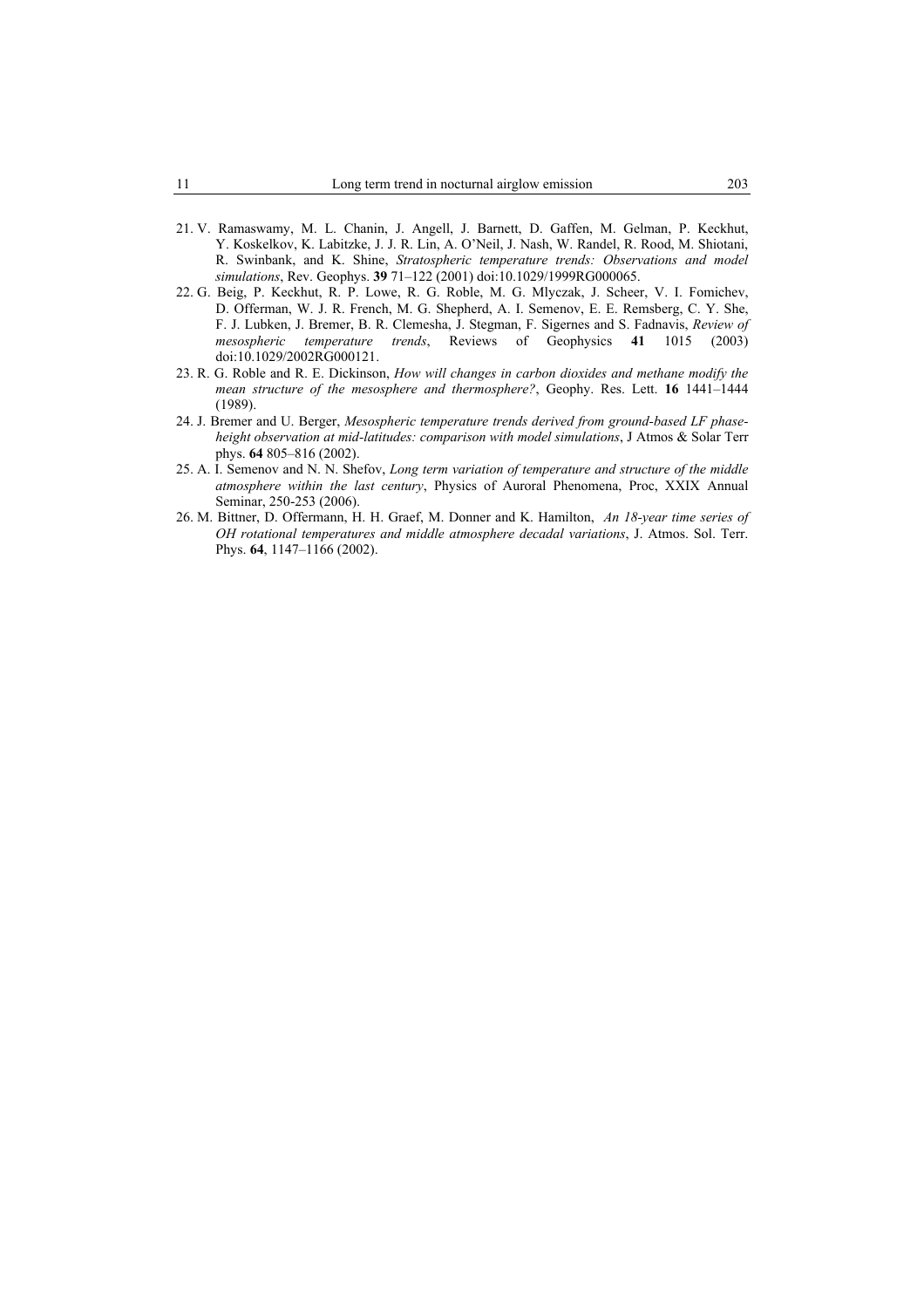21. V. Ramaswamy, M. L. Chanin, J. Angell, J. Barnett, D. Gaffen, M. Gelman, P. Keckhut, Y. Koskelkov, K. Labitzke, J. J. R. Lin, A. O'Neil, J. Nash, W. Randel, R. Rood, M. Shiotani, R. Swinbank, and K. Shine, *Stratospheric temperature trends: Observations and model simulations*, Rev. Geophys. **39** 71–122 (2001) doi:10.1029/1999RG000065.
22. G. Beig, P. Keckhut, R. P. Lowe, R. G. Roble, M. G. Mlyczak, J. Scheer, V. I. Fomichev, D. Offerman, W. J. R. French, M. G. Shepherd, A. I. Semenov, E. E. Remsberg, C. Y. She, F. J. Lubken, J. Bremer, B. R. Clemesha, J. Stegman, F. Sigernes and S. Fadnavis, *Review of mesospheric temperature trends*, Reviews of Geophysics **41** 1015 (2003) doi:10.1029/2002RG000121.
23. R. G. Roble and R. E. Dickinson, *How will changes in carbon dioxides and methane modify the mean structure of the mesosphere and thermosphere?*, Geophy. Res. Lett. **16** 1441–1444 (1989).
24. J. Bremer and U. Berger, *Mesospheric temperature trends derived from ground-based LF phase-height observation at mid-latitudes: comparison with model simulations*, J Atmos & Solar Terr phys. **64** 805–816 (2002).
25. A. I. Semenov and N. N. Shefov, *Long term variation of temperature and structure of the middle atmosphere within the last century*, Physics of Auroral Phenomena, Proc, XXIX Annual Seminar, 250-253 (2006).
26. M. Bittner, D. Offermann, H. H. Graef, M. Donner and K. Hamilton, *An 18-year time series of OH rotational temperatures and middle atmosphere decadal variations*, J. Atmos. Sol. Terr. Phys. **64**, 1147–1166 (2002).